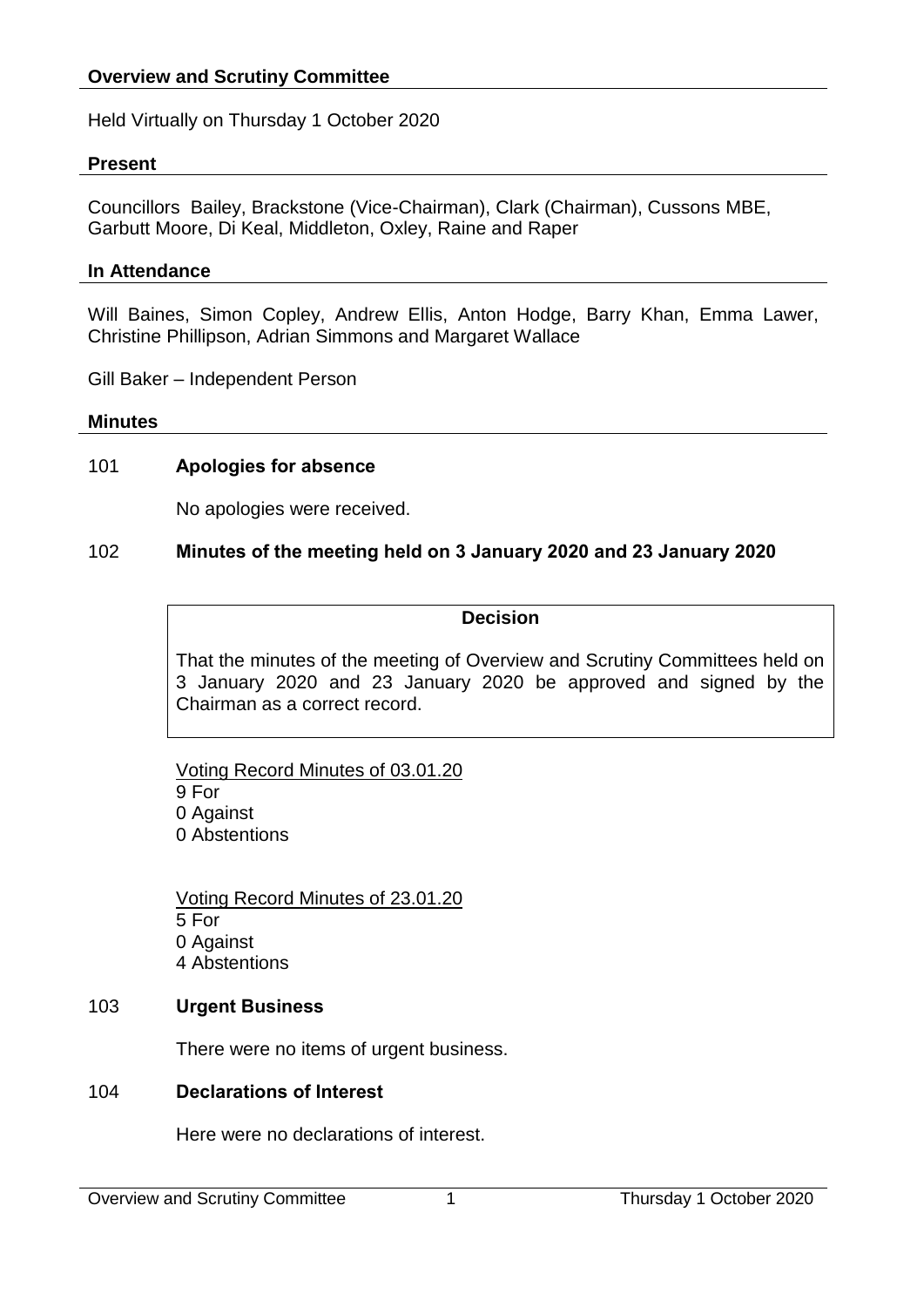## Overview and Scrutiny Committee

Held Virtually on Thursday 1 October 2020

### Present

Councillors Bailey, Brackstone (Vice-Chairman), Clark (Chairman), Cussons MBE, Garbutt Moore, Di Keal, Middleton, Oxley, Raine and Raper

### In Attendance

Will Baines, Simon Copley, Andrew Ellis, Anton Hodge, Barry Khan, Emma Lawer, Christine Phillipson, Adrian Simmons and Margaret Wallace

Gill Baker – Independent Person

### Minutes

101 **Apologies for absence**

No apologies were received.

102 **Minutes of the meeting held on 3 January 2020 and 23 January 2020**

**Decision**

That the minutes of the meeting of Overview and Scrutiny Committees held on 3 January 2020 and 23 January 2020 be approved and signed by the Chairman as a correct record.

Voting Record Minutes of 03.01.20
9 For
0 Against
0 Abstentions

Voting Record Minutes of 23.01.20
5 For
0 Against
4 Abstentions

103 **Urgent Business**

There were no items of urgent business.

104 **Declarations of Interest**

Here were no declarations of interest.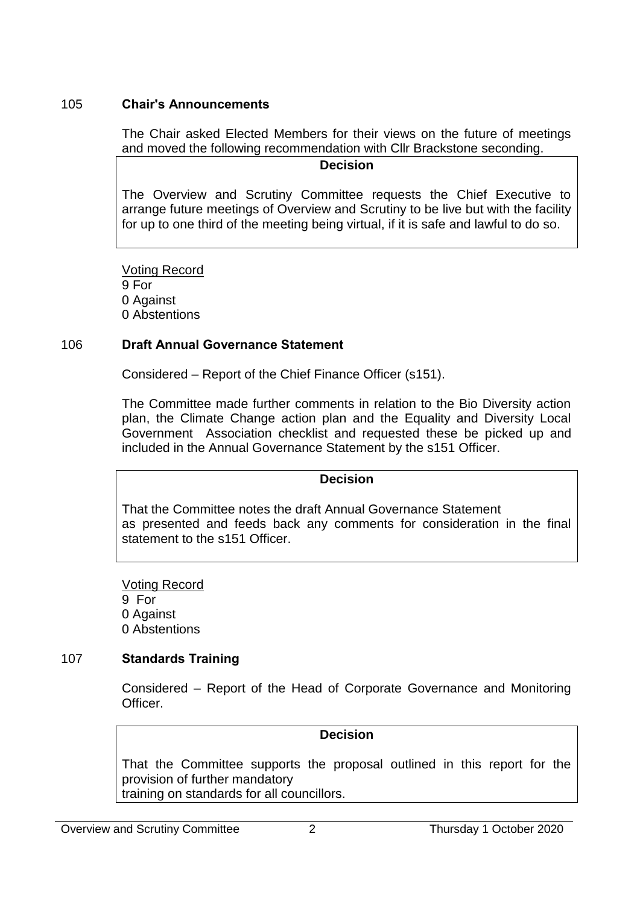## 105 Chair's Announcements

The Chair asked Elected Members for their views on the future of meetings and moved the following recommendation with Cllr Brackstone seconding.

**Decision**

The Overview and Scrutiny Committee requests the Chief Executive to arrange future meetings of Overview and Scrutiny to be live but with the facility for up to one third of the meeting being virtual, if it is safe and lawful to do so.

Voting Record
9 For
0 Against
0 Abstentions

## 106 Draft Annual Governance Statement

Considered – Report of the Chief Finance Officer (s151).

The Committee made further comments in relation to the Bio Diversity action plan, the Climate Change action plan and the Equality and Diversity Local Government Association checklist and requested these be picked up and included in the Annual Governance Statement by the s151 Officer.

**Decision**

That the Committee notes the draft Annual Governance Statement as presented and feeds back any comments for consideration in the final statement to the s151 Officer.

Voting Record
9 For
0 Against
0 Abstentions

## 107 Standards Training

Considered – Report of the Head of Corporate Governance and Monitoring Officer.

**Decision**

That the Committee supports the proposal outlined in this report for the provision of further mandatory
training on standards for all councillors.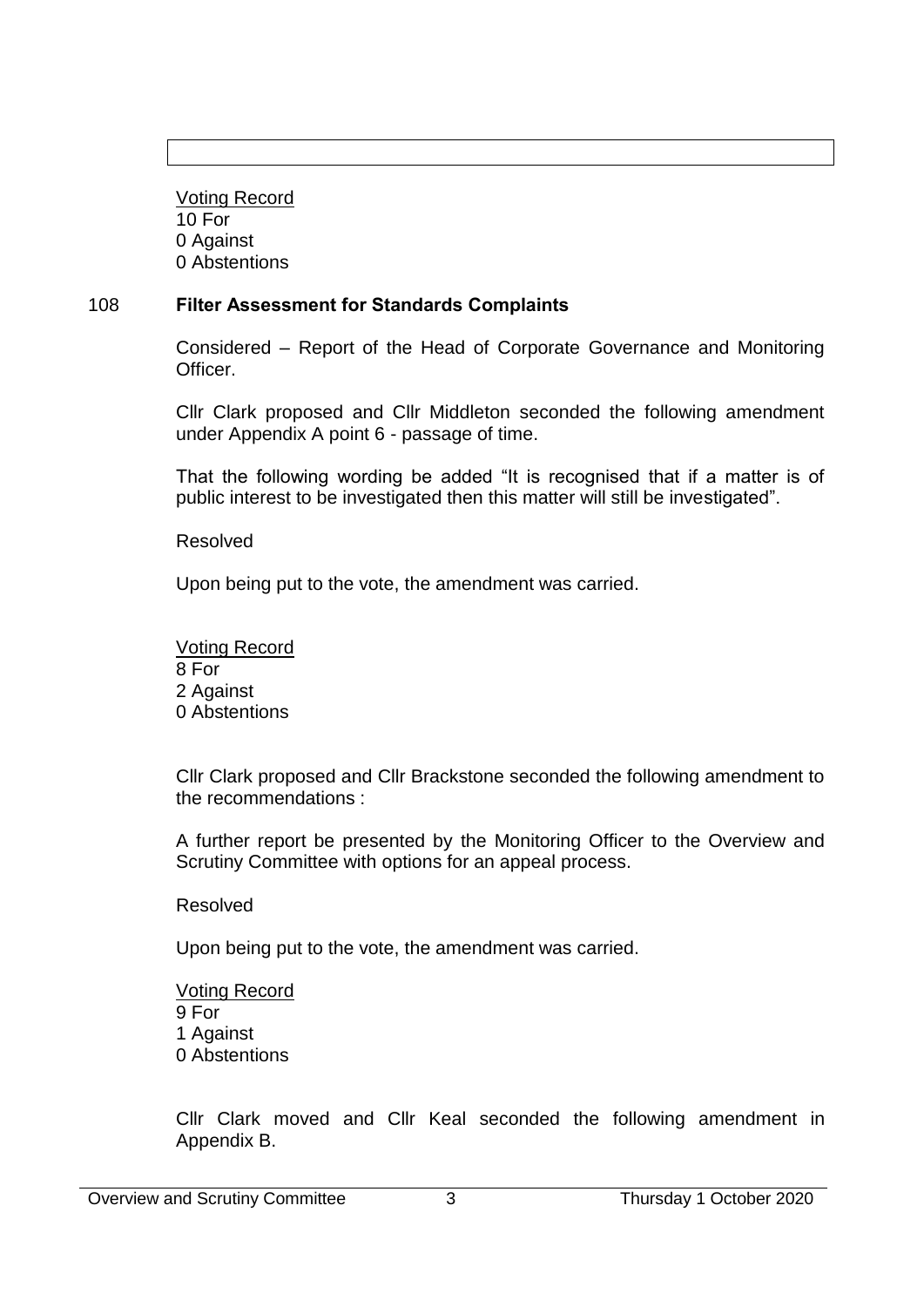Voting Record
10 For
0 Against
0 Abstentions

## 108 **Filter Assessment for Standards Complaints**

Considered – Report of the Head of Corporate Governance and Monitoring Officer.

Cllr Clark proposed and Cllr Middleton seconded the following amendment under Appendix A point 6 - passage of time.

That the following wording be added "It is recognised that if a matter is of public interest to be investigated then this matter will still be investigated".

Resolved

Upon being put to the vote, the amendment was carried.

Voting Record
8 For
2 Against
0 Abstentions

Cllr Clark proposed and Cllr Brackstone seconded the following amendment to the recommendations :

A further report be presented by the Monitoring Officer to the Overview and Scrutiny Committee with options for an appeal process.

Resolved

Upon being put to the vote, the amendment was carried.

Voting Record
9 For
1 Against
0 Abstentions

Cllr Clark moved and Cllr Keal seconded the following amendment in Appendix B.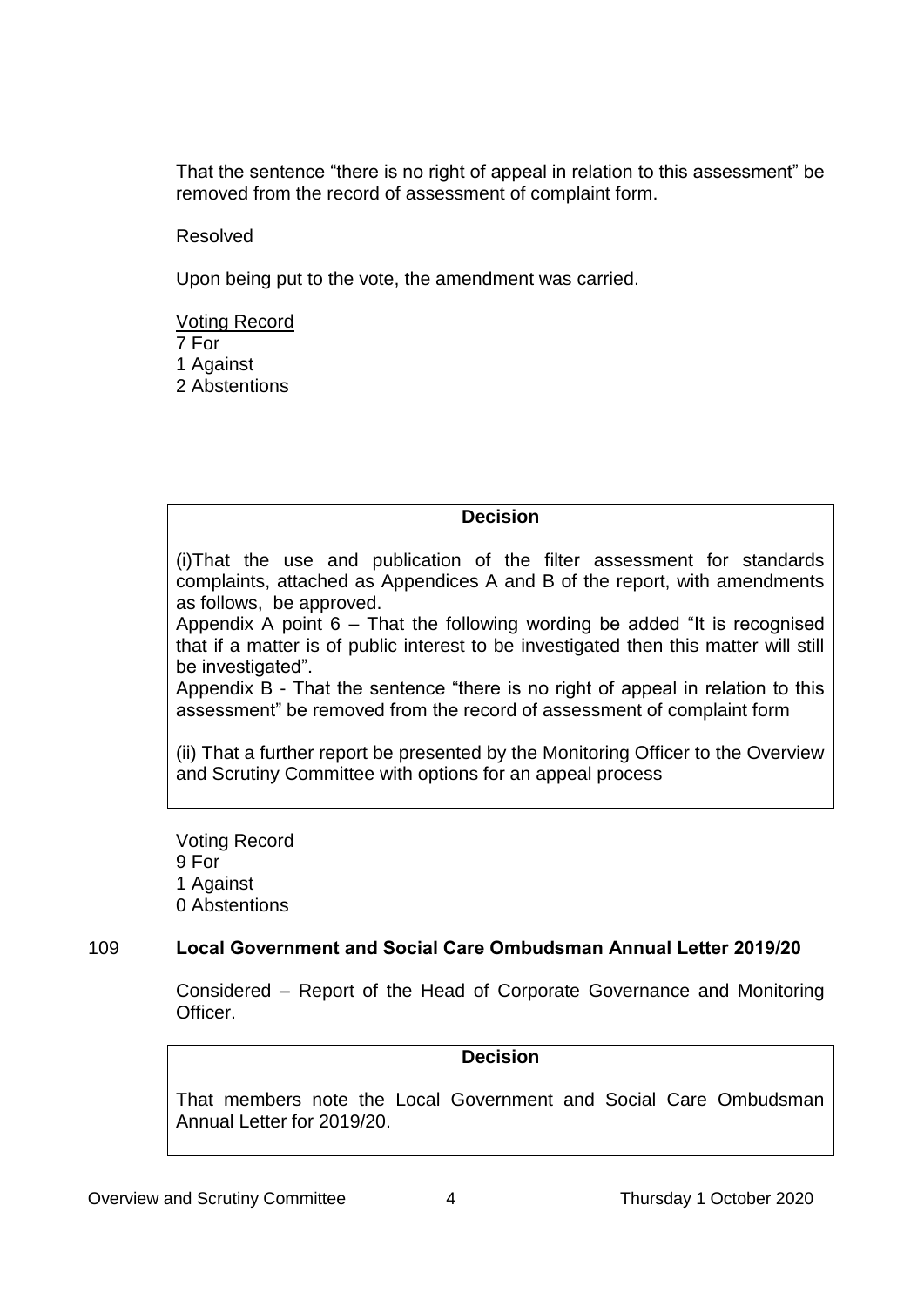That the sentence “there is no right of appeal in relation to this assessment” be removed from the record of assessment of complaint form.

Resolved

Upon being put to the vote, the amendment was carried.

Voting Record
7 For
1 Against
2 Abstentions

**Decision**

(i)That the use and publication of the filter assessment for standards complaints, attached as Appendices A and B of the report, with amendments as follows, be approved.
Appendix A point 6 – That the following wording be added “It is recognised that if a matter is of public interest to be investigated then this matter will still be investigated”.
Appendix B - That the sentence “there is no right of appeal in relation to this assessment” be removed from the record of assessment of complaint form

(ii) That a further report be presented by the Monitoring Officer to the Overview and Scrutiny Committee with options for an appeal process

Voting Record
9 For
1 Against
0 Abstentions

## 109 Local Government and Social Care Ombudsman Annual Letter 2019/20

Considered – Report of the Head of Corporate Governance and Monitoring Officer.

**Decision**

That members note the Local Government and Social Care Ombudsman Annual Letter for 2019/20.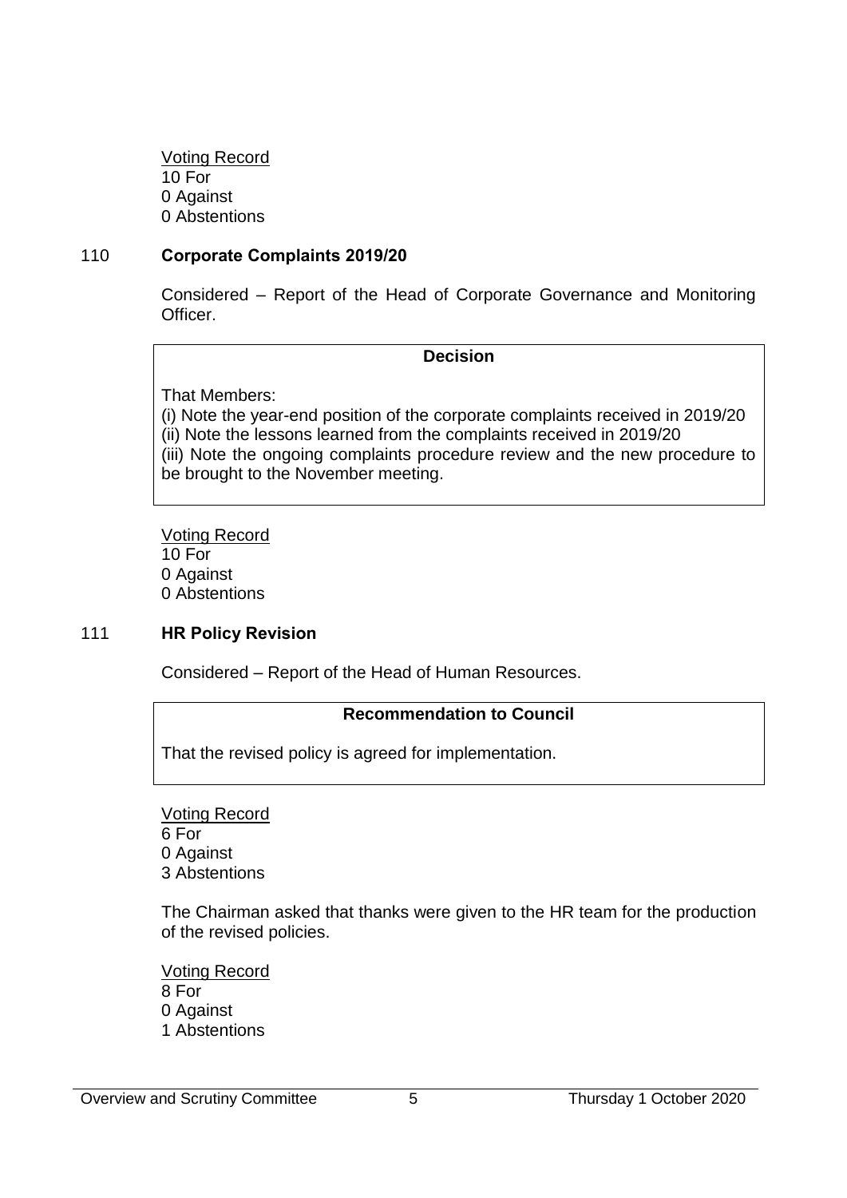Voting Record
10 For
0 Against
0 Abstentions

### 110 Corporate Complaints 2019/20

Considered – Report of the Head of Corporate Governance and Monitoring Officer.

**Decision**

That Members:
(i) Note the year-end position of the corporate complaints received in 2019/20
(ii) Note the lessons learned from the complaints received in 2019/20
(iii) Note the ongoing complaints procedure review and the new procedure to be brought to the November meeting.

Voting Record
10 For
0 Against
0 Abstentions

### 111 HR Policy Revision

Considered – Report of the Head of Human Resources.

**Recommendation to Council**

That the revised policy is agreed for implementation.

Voting Record
6 For
0 Against
3 Abstentions

The Chairman asked that thanks were given to the HR team for the production of the revised policies.

Voting Record
8 For
0 Against
1 Abstentions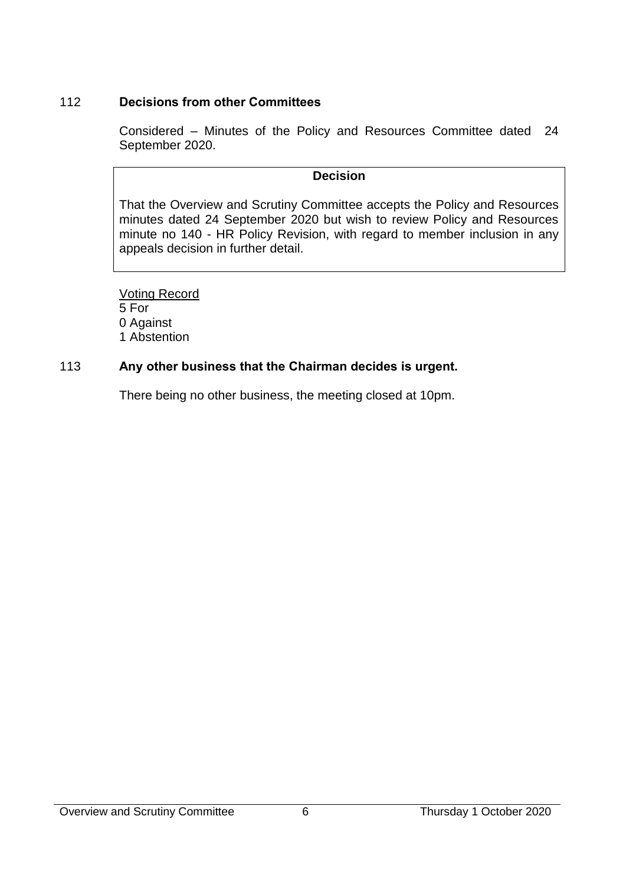## 112 Decisions from other Committees

Considered – Minutes of the Policy and Resources Committee dated 24 September 2020.

**Decision**

That the Overview and Scrutiny Committee accepts the Policy and Resources minutes dated 24 September 2020 but wish to review Policy and Resources minute no 140 - HR Policy Revision, with regard to member inclusion in any appeals decision in further detail.

Voting Record
5 For
0 Against
1 Abstention

## 113 Any other business that the Chairman decides is urgent.

There being no other business, the meeting closed at 10pm.